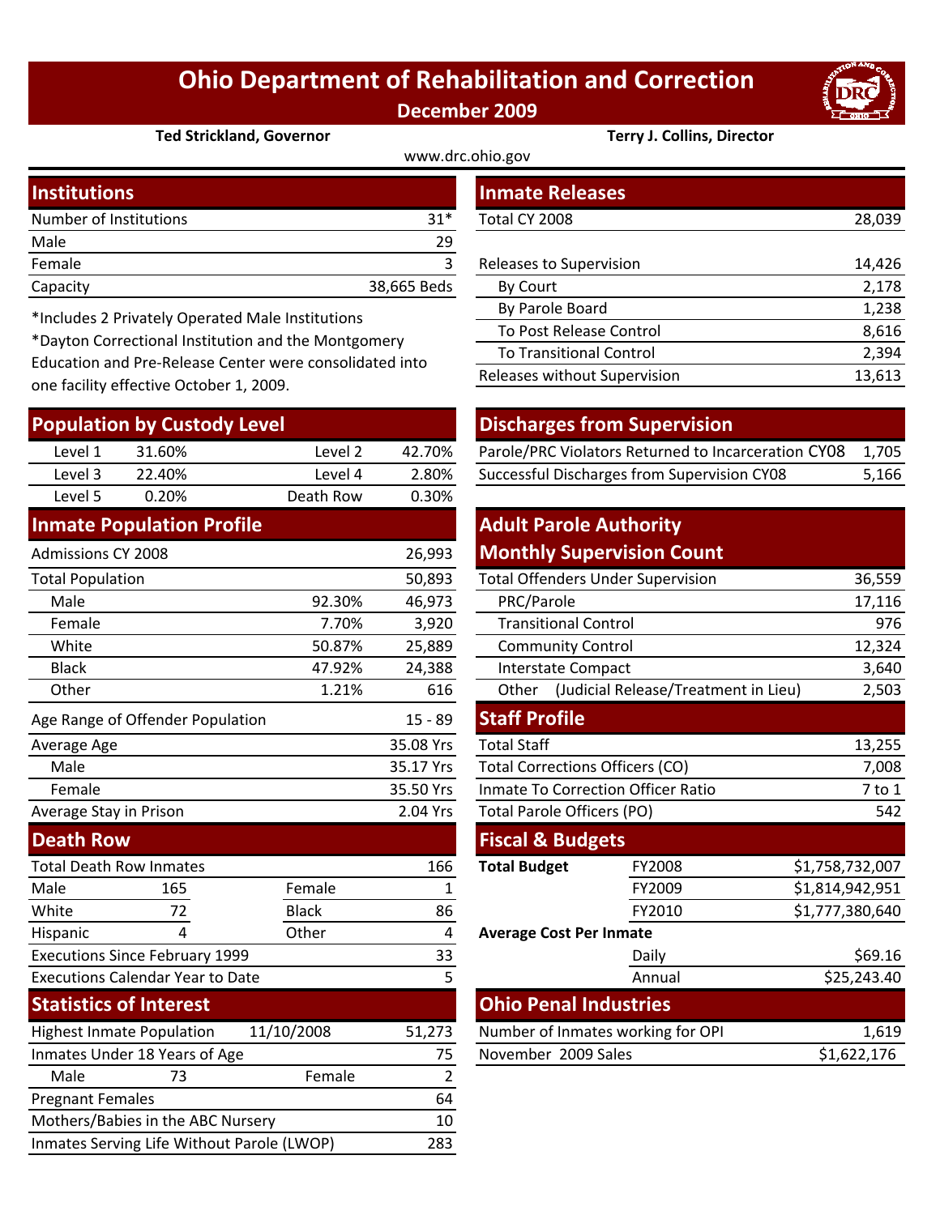# Ohio Department of Rehabilitation and Correction

**December 2009**

**Ted Strickland, Governor** | **Terry J. Collins, Director**

www.drc.ohio.gov

## Institutions

| | |
|---|---|
| Number of Institutions | 31* |
| Male | 29 |
| Female | 3 |
| Capacity | 38,665 Beds |

*Includes 2 Privately Operated Male Institutions

*Dayton Correctional Institution and the Montgomery Education and Pre-Release Center were consolidated into one facility effective October 1, 2009.

## Population by Custody Level

| | | | |
|---|---|---|---|
| Level 1 | 31.60% | Level 2 | 42.70% |
| Level 3 | 22.40% | Level 4 | 2.80% |
| Level 5 | 0.20% | Death Row | 0.30% |

## Inmate Population Profile

| | | |
|---|---|---|
| Admissions CY 2008 | | 26,993 |
| Total Population | | 50,893 |
| Male | 92.30% | 46,973 |
| Female | 7.70% | 3,920 |
| White | 50.87% | 25,889 |
| Black | 47.92% | 24,388 |
| Other | 1.21% | 616 |
| Age Range of Offender Population | | 15 - 89 |
| Average Age | | 35.08 Yrs |
| Male | | 35.17 Yrs |
| Female | | 35.50 Yrs |
| Average Stay in Prison | | 2.04 Yrs |

## Death Row

| | | | |
|---|---|---|---|
| Total Death Row Inmates | | | 166 |
| Male | 165 | Female | 1 |
| White | 72 | Black | 86 |
| Hispanic | 4 | Other | 4 |
| Executions Since February 1999 | | | 33 |
| Executions Calendar Year to Date | | | 5 |

## Statistics of Interest

| | | | |
|---|---|---|---|
| Highest Inmate Population | 11/10/2008 | | 51,273 |
| Inmates Under 18 Years of Age | | | 75 |
| Male | 73 | Female | 2 |
| Pregnant Females | | | 64 |
| Mothers/Babies in the ABC Nursery | | | 10 |
| Inmates Serving Life Without Parole (LWOP) | | | 283 |

## Inmate Releases

| | |
|---|---|
| Total CY 2008 | 28,039 |
| Releases to Supervision | 14,426 |
| By Court | 2,178 |
| By Parole Board | 1,238 |
| To Post Release Control | 8,616 |
| To Transitional Control | 2,394 |
| Releases without Supervision | 13,613 |

## Discharges from Supervision

| | |
|---|---|
| Parole/PRC Violators Returned to Incarceration CY08 | 1,705 |
| Successful Discharges from Supervision CY08 | 5,166 |

## Adult Parole Authority Monthly Supervision Count

| | |
|---|---|
| Total Offenders Under Supervision | 36,559 |
| PRC/Parole | 17,116 |
| Transitional Control | 976 |
| Community Control | 12,324 |
| Interstate Compact | 3,640 |
| Other (Judicial Release/Treatment in Lieu) | 2,503 |

## Staff Profile

| | |
|---|---|
| Total Staff | 13,255 |
| Total Corrections Officers (CO) | 7,008 |
| Inmate To Correction Officer Ratio | 7 to 1 |
| Total Parole Officers (PO) | 542 |

## Fiscal & Budgets

| | | |
|---|---|---|
| **Total Budget** | FY2008 | $1,758,732,007 |
| | FY2009 | $1,814,942,951 |
| | FY2010 | $1,777,380,640 |
| **Average Cost Per Inmate** | | |
| | Daily | $69.16 |
| | Annual | $25,243.40 |

## Ohio Penal Industries

| | |
|---|---|
| Number of Inmates working for OPI | 1,619 |
| November 2009 Sales | $1,622,176 |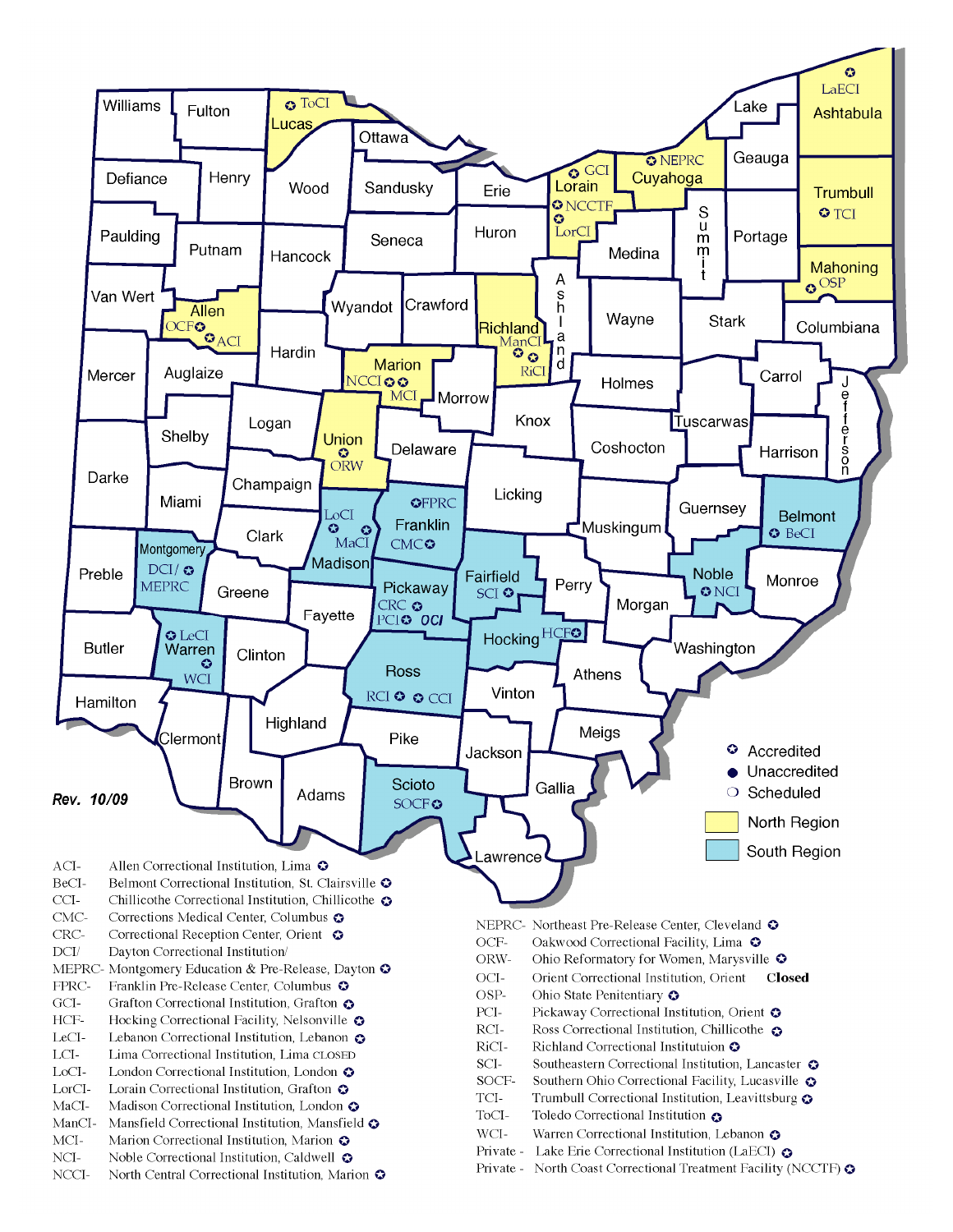Rev. 10/09

- ✪ Accredited
- ● Unaccredited
- ❍ Scheduled
- North Region
- South Region

ACI- Allen Correctional Institution, Lima ✪
BeCI- Belmont Correctional Institution, St. Clairsville ✪
CCI- Chillicothe Correctional Institution, Chillicothe ✪
CMC- Corrections Medical Center, Columbus ✪
CRC- Correctional Reception Center, Orient ✪
DCI/ Dayton Correctional Institution/
MEPRC- Montgomery Education & Pre-Release, Dayton ✪
FPRC- Franklin Pre-Release Center, Columbus ✪
GCI- Grafton Correctional Institution, Grafton ✪
HCF- Hocking Correctional Facility, Nelsonville ✪
LeCI- Lebanon Correctional Institution, Lebanon ✪
LCI- Lima Correctional Institution, Lima CLOSED
LoCI- London Correctional Institution, London ✪
LorCI- Lorain Correctional Institution, Grafton ✪
MaCI- Madison Correctional Institution, London ✪
ManCI- Mansfield Correctional Institution, Mansfield ✪
MCI- Marion Correctional Institution, Marion ✪
NCI- Noble Correctional Institution, Caldwell ✪
NCCI- North Central Correctional Institution, Marion ✪

NEPRC- Northeast Pre-Release Center, Cleveland ✪
OCF- Oakwood Correctional Facility, Lima ✪
ORW- Ohio Reformatory for Women, Marysville ✪
OCI- Orient Correctional Institution, Orient **Closed**
OSP- Ohio State Penitentiary ✪
PCI- Pickaway Correctional Institution, Orient ✪
RCI- Ross Correctional Institution, Chillicothe ✪
RiCI- Richland Correctional Instituttuion ✪
SCI- Southeastern Correctional Institution, Lancaster ✪
SOCF- Southern Ohio Correctional Facility, Lucasville ✪
TCI- Trumbull Correctional Institution, Leavittsburg ✪
ToCI- Toledo Correctional Institution ✪
WCI- Warren Correctional Institution, Lebanon ✪
Private - Lake Erie Correctional Institution (LaECI) ✪
Private - North Coast Correctional Treatment Facility (NCCTF) ✪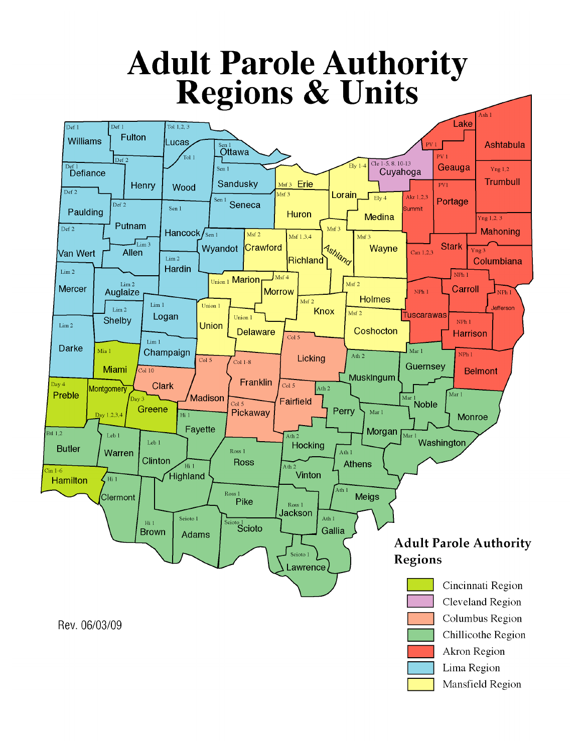# Adult Parole Authority Regions & Units

Def 1 Williams
Def 1 Fulton
Tol 1,2, 3 Lucas
Sen 1 Ottawa
Def 1 Defiance
Def 2 Henry
Tol 1 Wood
Sen 1 Sandusky
Msf 3 Erie
Ely 1-4 Lorain
Cle 1-5, 8, 10-13 Cuyahoga
PV 1 Lake
Ash 1 Ashtabula
PV 1 Geauga
Yng 1,2 Trumbull
Def 2 Paulding
Def 2 Putnam
Sen 1 Hancock
Sen 1 Seneca
Msf 3 Huron
Ely 4 Medina
Akr 1,2,3 Summit
PV1 Portage
Yng 1, 2, 3 Mahoning
Def 2 Van Wert
Lim 3 Allen
Sen 1 Wyandot
Msf 2 Crawford
Msf 1,3,4 Richland
Msf 3 Ashland
Msf 3 Wayne
Can 1,2,3 Stark
Yng 3 Columbiana
Lim 2 Mercer
Lim 2 Auglaize
Lim 2 Hardin
Union 1 Marion
Msf 4 Morrow
Msf 2 Knox
Msf 2 Holmes
NPh 1 Tuscarawas
NPh 1 Carroll
NPh 1 Jefferson
Lim 2 Shelby
Lim 1 Logan
Union 1 Union
Union 1 Delaware
Msf 2 Coshocton
NPh 1 Harrison
Lim 2 Darke
Mia 1 Miami
Lim 1 Champaign
Col 10 Clark
Col 5 Madison
Col 1-8 Franklin
Col 5 Licking
Ath 2 Muskingum
Mar 1 Guernsey
NPh 1 Belmont
Day 4 Preble
Montgomery
Day 1,2,3,4
Day 3 Greene
Hi 1 Fayette
Col 5 Pickaway
Col 5 Fairfield
Ath 2 Perry
Mar 1 Morgan
Mar 1 Noble
Mar 1 Monroe
Mar 1 Washington
Btl 1,2 Butler
Leb 1 Warren
Leb 1 Clinton
Hi 1 Highland
Ross 1 Ross
Ath 2 Hocking
Ath 2 Vinton
Ath 1 Athens
Cin 1-6 Hamilton
Hi 1 Clermont
Hi 1 Brown
Scioto 1 Adams
Ross 1 Pike
Ross 1 Jackson
Scioto 1 Scioto
Ath 1 Meigs
Ath 1 Gallia
Scioto 1 Lawrence

**Adult Parole Authority Regions**

- Cincinnati Region
- Cleveland Region
- Columbus Region
- Chillicothe Region
- Akron Region
- Lima Region
- Mansfield Region

Rev. 06/03/09